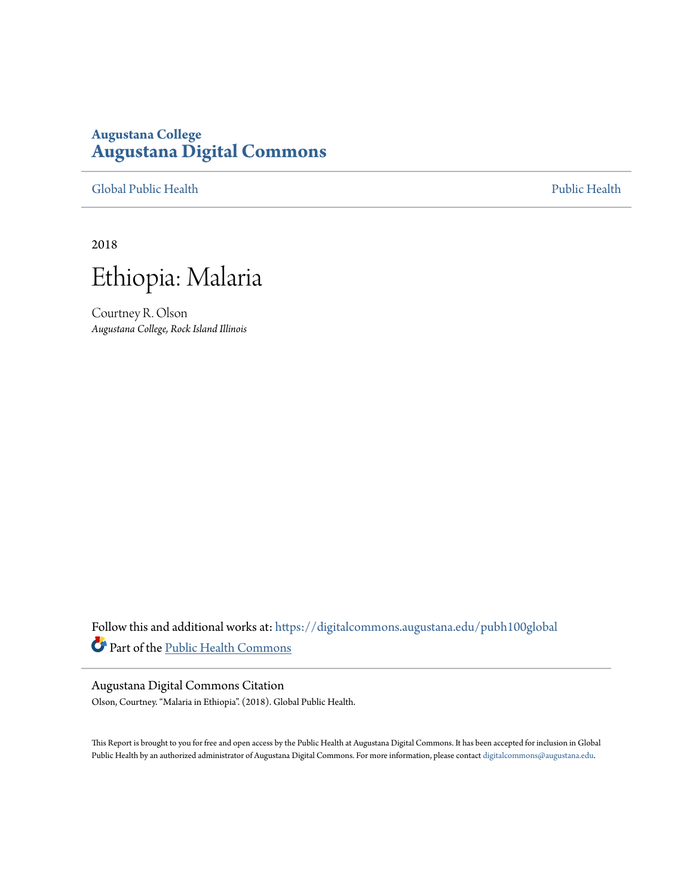**Augustana College**
**Augustana Digital Commons**

Global Public Health | Public Health

2018

# Ethiopia: Malaria

Courtney R. Olson
*Augustana College, Rock Island Illinois*

Follow this and additional works at: https://digitalcommons.augustana.edu/pubh100global

Part of the Public Health Commons

Augustana Digital Commons Citation

Olson, Courtney. "Malaria in Ethiopia". (2018). Global Public Health.

This Report is brought to you for free and open access by the Public Health at Augustana Digital Commons. It has been accepted for inclusion in Global Public Health by an authorized administrator of Augustana Digital Commons. For more information, please contact digitalcommons@augustana.edu.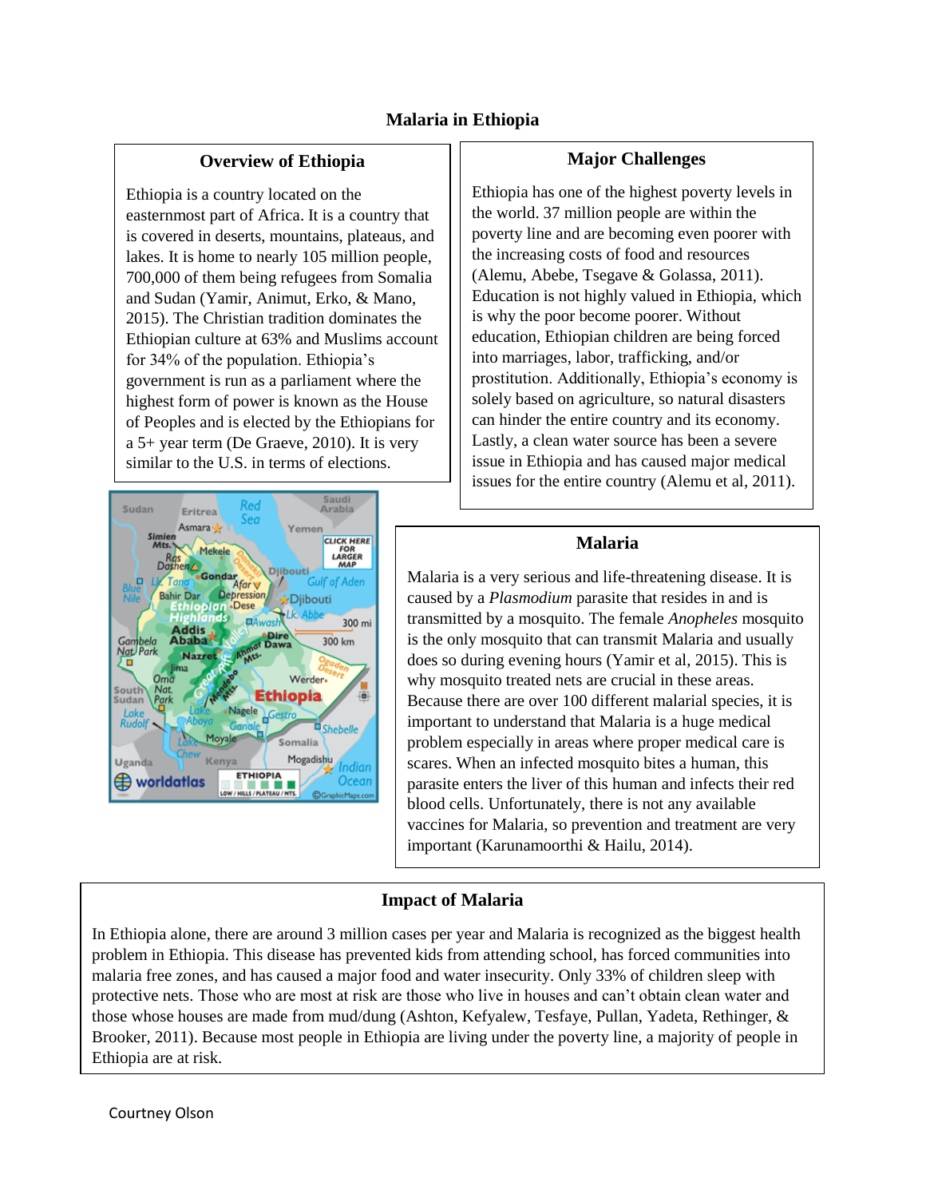# Malaria in Ethiopia

## Overview of Ethiopia

Ethiopia is a country located on the easternmost part of Africa. It is a country that is covered in deserts, mountains, plateaus, and lakes. It is home to nearly 105 million people, 700,000 of them being refugees from Somalia and Sudan (Yamir, Animut, Erko, & Mano, 2015). The Christian tradition dominates the Ethiopian culture at 63% and Muslims account for 34% of the population. Ethiopia's government is run as a parliament where the highest form of power is known as the House of Peoples and is elected by the Ethiopians for a 5+ year term (De Graeve, 2010). It is very similar to the U.S. in terms of elections.

## Major Challenges

Ethiopia has one of the highest poverty levels in the world. 37 million people are within the poverty line and are becoming even poorer with the increasing costs of food and resources (Alemu, Abebe, Tsegave & Golassa, 2011). Education is not highly valued in Ethiopia, which is why the poor become poorer. Without education, Ethiopian children are being forced into marriages, labor, trafficking, and/or prostitution. Additionally, Ethiopia's economy is solely based on agriculture, so natural disasters can hinder the entire country and its economy. Lastly, a clean water source has been a severe issue in Ethiopia and has caused major medical issues for the entire country (Alemu et al, 2011).

## Malaria

Malaria is a very serious and life-threatening disease. It is caused by a *Plasmodium* parasite that resides in and is transmitted by a mosquito. The female *Anopheles* mosquito is the only mosquito that can transmit Malaria and usually does so during evening hours (Yamir et al, 2015). This is why mosquito treated nets are crucial in these areas. Because there are over 100 different malarial species, it is important to understand that Malaria is a huge medical problem especially in areas where proper medical care is scares. When an infected mosquito bites a human, this parasite enters the liver of this human and infects their red blood cells. Unfortunately, there is not any available vaccines for Malaria, so prevention and treatment are very important (Karunamoorthi & Hailu, 2014).

## Impact of Malaria

In Ethiopia alone, there are around 3 million cases per year and Malaria is recognized as the biggest health problem in Ethiopia. This disease has prevented kids from attending school, has forced communities into malaria free zones, and has caused a major food and water insecurity. Only 33% of children sleep with protective nets. Those who are most at risk are those who live in houses and can't obtain clean water and those whose houses are made from mud/dung (Ashton, Kefyalew, Tesfaye, Pullan, Yadeta, Rethinger, & Brooker, 2011). Because most people in Ethiopia are living under the poverty line, a majority of people in Ethiopia are at risk.

Courtney Olson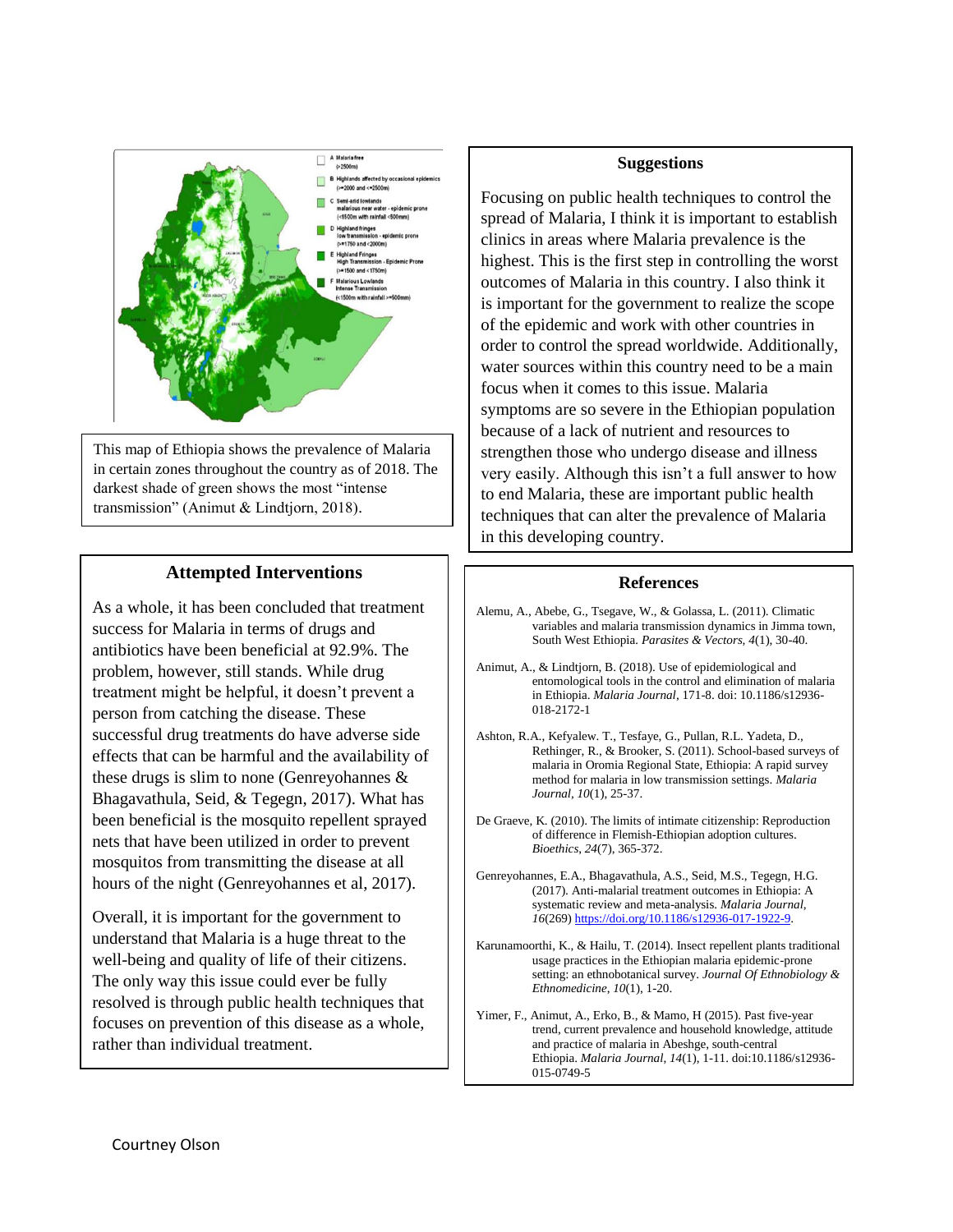A Malaria free (>2500m)

B Highlands affected by occasional epidemics (>=2000 and <=2500m)

C Semi-arid lowlands malarious near water - epidemic prone (<1500m with rainfall <500mm)

D Highland fringes low transmission - epidemic prone (>=1750 and <2000m)

E Highland Fringes High Transmission - Epidemic Prone (>=1500 and <1750m)

F Malarious Lowlands Intense Transmission (<1500m with rainfall >=500mm)

This map of Ethiopia shows the prevalence of Malaria in certain zones throughout the country as of 2018. The darkest shade of green shows the most "intense transmission" (Animut & Lindtjorn, 2018).

## Attempted Interventions

As a whole, it has been concluded that treatment success for Malaria in terms of drugs and antibiotics have been beneficial at 92.9%. The problem, however, still stands. While drug treatment might be helpful, it doesn't prevent a person from catching the disease. These successful drug treatments do have adverse side effects that can be harmful and the availability of these drugs is slim to none (Genreyohannes & Bhagavathula, Seid, & Tegegn, 2017). What has been beneficial is the mosquito repellent sprayed nets that have been utilized in order to prevent mosquitos from transmitting the disease at all hours of the night (Genreyohannes et al, 2017).

Overall, it is important for the government to understand that Malaria is a huge threat to the well-being and quality of life of their citizens. The only way this issue could ever be fully resolved is through public health techniques that focuses on prevention of this disease as a whole, rather than individual treatment.

## Suggestions

Focusing on public health techniques to control the spread of Malaria, I think it is important to establish clinics in areas where Malaria prevalence is the highest. This is the first step in controlling the worst outcomes of Malaria in this country. I also think it is important for the government to realize the scope of the epidemic and work with other countries in order to control the spread worldwide. Additionally, water sources within this country need to be a main focus when it comes to this issue. Malaria symptoms are so severe in the Ethiopian population because of a lack of nutrient and resources to strengthen those who undergo disease and illness very easily. Although this isn't a full answer to how to end Malaria, these are important public health techniques that can alter the prevalence of Malaria in this developing country.

## References

Alemu, A., Abebe, G., Tsegave, W., & Golassa, L. (2011). Climatic variables and malaria transmission dynamics in Jimma town, South West Ethiopia. *Parasites & Vectors, 4*(1), 30-40.

Animut, A., & Lindtjorn, B. (2018). Use of epidemiological and entomological tools in the control and elimination of malaria in Ethiopia. *Malaria Journal*, 171-8. doi: 10.1186/s12936-018-2172-1

Ashton, R.A., Kefyalew. T., Tesfaye, G., Pullan, R.L. Yadeta, D., Rethinger, R., & Brooker, S. (2011). School-based surveys of malaria in Oromia Regional State, Ethiopia: A rapid survey method for malaria in low transmission settings. *Malaria Journal, 10*(1), 25-37.

De Graeve, K. (2010). The limits of intimate citizenship: Reproduction of difference in Flemish-Ethiopian adoption cultures. *Bioethics, 24*(7), 365-372.

Genreyohannes, E.A., Bhagavathula, A.S., Seid, M.S., Tegegn, H.G. (2017). Anti-malarial treatment outcomes in Ethiopia: A systematic review and meta-analysis. *Malaria Journal, 16*(269) https://doi.org/10.1186/s12936-017-1922-9.

Karunamoorthi, K., & Hailu, T. (2014). Insect repellent plants traditional usage practices in the Ethiopian malaria epidemic-prone setting: an ethnobotanical survey. *Journal Of Ethnobiology & Ethnomedicine, 10*(1), 1-20.

Yimer, F., Animut, A., Erko, B., & Mamo, H (2015). Past five-year trend, current prevalence and household knowledge, attitude and practice of malaria in Abeshge, south-central Ethiopia. *Malaria Journal, 14*(1), 1-11. doi:10.1186/s12936-015-0749-5

Courtney Olson